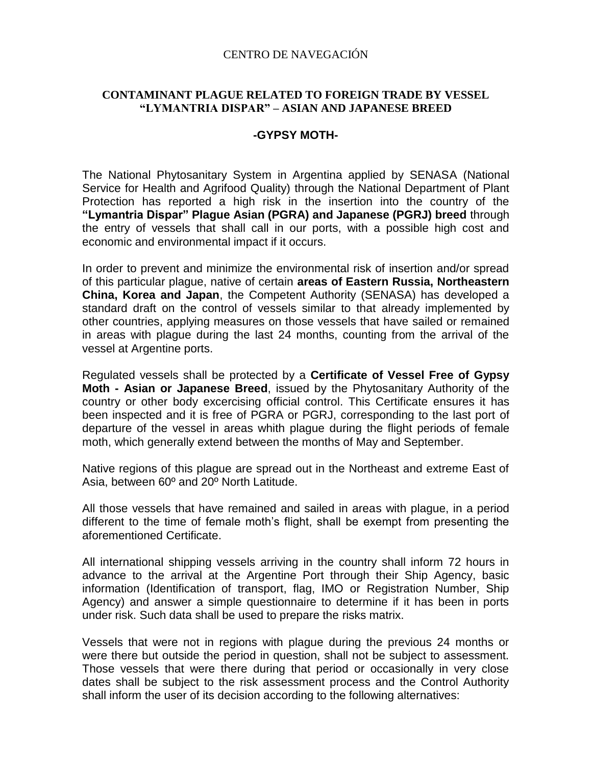CENTRO DE NAVEGACIÓN

## CONTAMINANT PLAGUE RELATED TO FOREIGN TRADE BY VESSEL "LYMANTRIA DISPAR" – ASIAN AND JAPANESE BREED

### -GYPSY MOTH-

The National Phytosanitary System in Argentina applied by SENASA (National Service for Health and Agrifood Quality) through the National Department of Plant Protection has reported a high risk in the insertion into the country of the **"Lymantria Dispar" Plague Asian (PGRA) and Japanese (PGRJ) breed** through the entry of vessels that shall call in our ports, with a possible high cost and economic and environmental impact if it occurs.

In order to prevent and minimize the environmental risk of insertion and/or spread of this particular plague, native of certain **areas of Eastern Russia, Northeastern China, Korea and Japan**, the Competent Authority (SENASA) has developed a standard draft on the control of vessels similar to that already implemented by other countries, applying measures on those vessels that have sailed or remained in areas with plague during the last 24 months, counting from the arrival of the vessel at Argentine ports.

Regulated vessels shall be protected by a **Certificate of Vessel Free of Gypsy Moth - Asian or Japanese Breed**, issued by the Phytosanitary Authority of the country or other body excercising official control. This Certificate ensures it has been inspected and it is free of PGRA or PGRJ, corresponding to the last port of departure of the vessel in areas whith plague during the flight periods of female moth, which generally extend between the months of May and September.

Native regions of this plague are spread out in the Northeast and extreme East of Asia, between 60º and 20º North Latitude.

All those vessels that have remained and sailed in areas with plague, in a period different to the time of female moth's flight, shall be exempt from presenting the aforementioned Certificate.

All international shipping vessels arriving in the country shall inform 72 hours in advance to the arrival at the Argentine Port through their Ship Agency, basic information (Identification of transport, flag, IMO or Registration Number, Ship Agency) and answer a simple questionnaire to determine if it has been in ports under risk. Such data shall be used to prepare the risks matrix.

Vessels that were not in regions with plague during the previous 24 months or were there but outside the period in question, shall not be subject to assessment. Those vessels that were there during that period or occasionally in very close dates shall be subject to the risk assessment process and the Control Authority shall inform the user of its decision according to the following alternatives: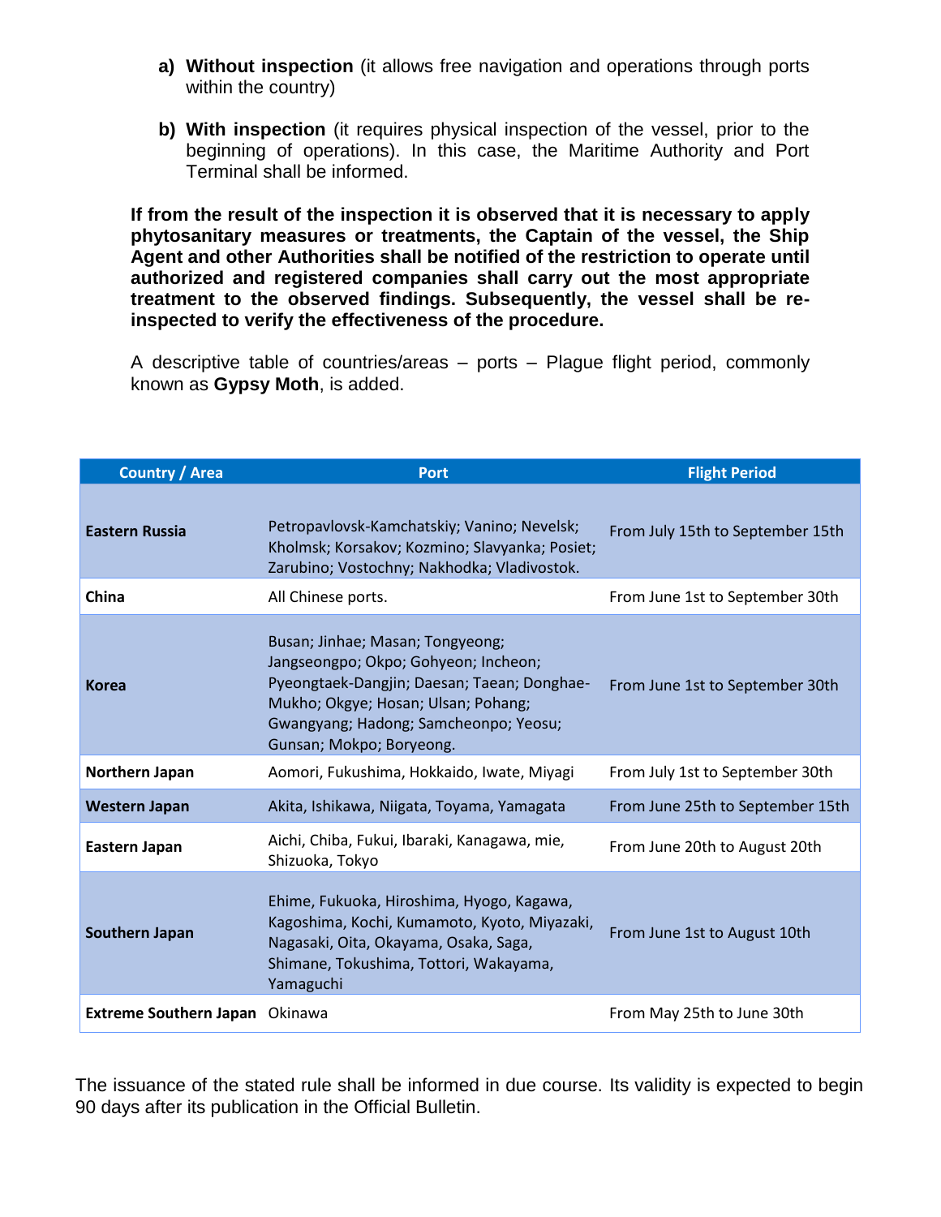a) **Without inspection** (it allows free navigation and operations through ports within the country)

b) **With inspection** (it requires physical inspection of the vessel, prior to the beginning of operations). In this case, the Maritime Authority and Port Terminal shall be informed.

**If from the result of the inspection it is observed that it is necessary to apply phytosanitary measures or treatments, the Captain of the vessel, the Ship Agent and other Authorities shall be notified of the restriction to operate until authorized and registered companies shall carry out the most appropriate treatment to the observed findings. Subsequently, the vessel shall be re-inspected to verify the effectiveness of the procedure.**

A descriptive table of countries/areas – ports – Plague flight period, commonly known as **Gypsy Moth**, is added.

| Country / Area | Port | Flight Period |
|---|---|---|
| **Eastern Russia** | Petropavlovsk-Kamchatskiy; Vanino; Nevelsk; Kholmsk; Korsakov; Kozmino; Slavyanka; Posiet; Zarubino; Vostochny; Nakhodka; Vladivostok. | From July 15th to September 15th |
| **China** | All Chinese ports. | From June 1st to September 30th |
| **Korea** | Busan; Jinhae; Masan; Tongyeong; Jangseongpo; Okpo; Gohyeon; Incheon; Pyeongtaek-Dangjin; Daesan; Taean; Donghae-Mukho; Okgye; Hosan; Ulsan; Pohang; Gwangyang; Hadong; Samcheonpo; Yeosu; Gunsan; Mokpo; Boryeong. | From June 1st to September 30th |
| **Northern Japan** | Aomori, Fukushima, Hokkaido, Iwate, Miyagi | From July 1st to September 30th |
| **Western Japan** | Akita, Ishikawa, Niigata, Toyama, Yamagata | From June 25th to September 15th |
| **Eastern Japan** | Aichi, Chiba, Fukui, Ibaraki, Kanagawa, mie, Shizuoka, Tokyo | From June 20th to August 20th |
| **Southern Japan** | Ehime, Fukuoka, Hiroshima, Hyogo, Kagawa, Kagoshima, Kochi, Kumamoto, Kyoto, Miyazaki, Nagasaki, Oita, Okayama, Osaka, Saga, Shimane, Tokushima, Tottori, Wakayama, Yamaguchi | From June 1st to August 10th |
| **Extreme Southern Japan** | Okinawa | From May 25th to June 30th |

The issuance of the stated rule shall be informed in due course. Its validity is expected to begin 90 days after its publication in the Official Bulletin.